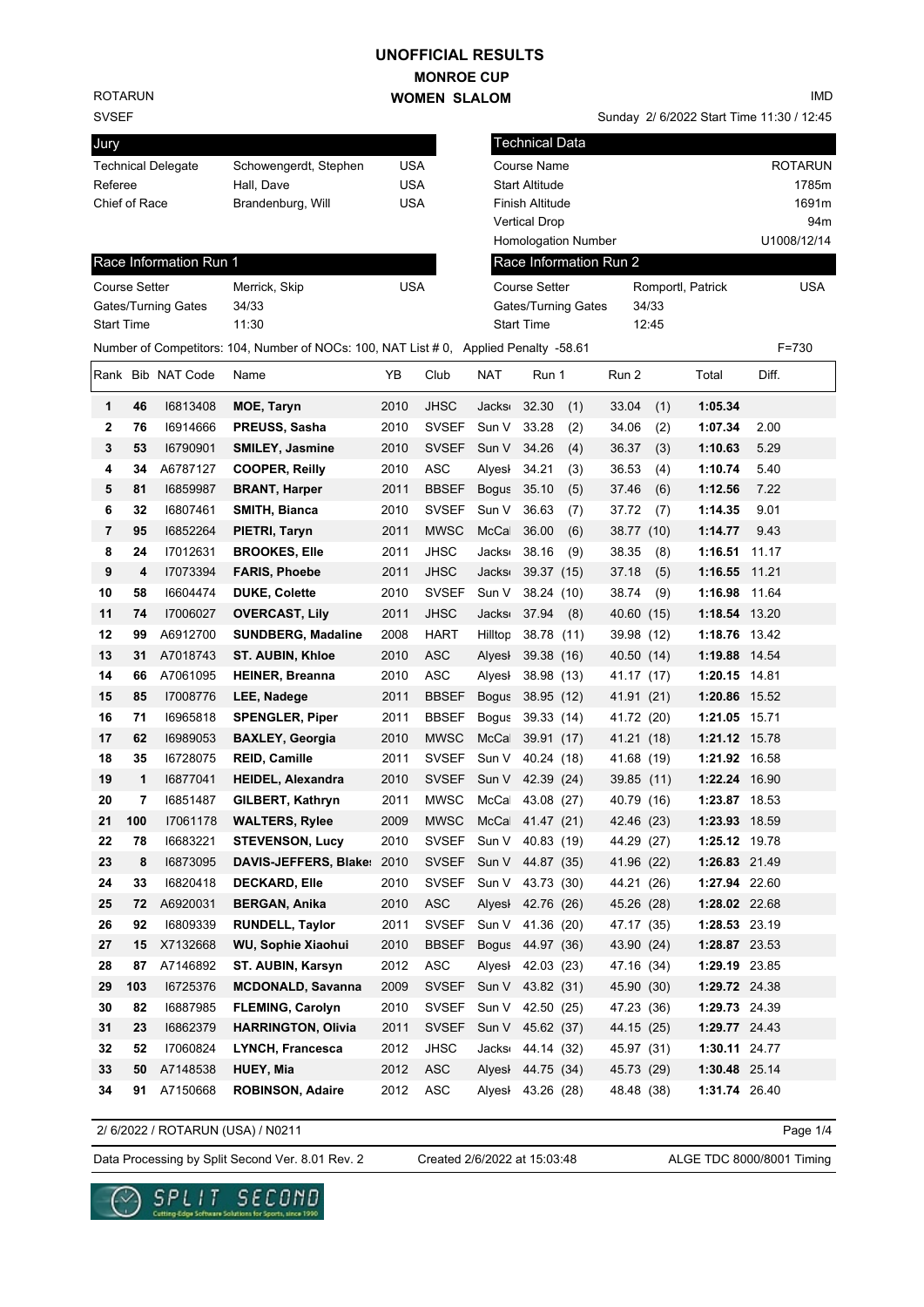# UNOFFICIAL RESULTS

## MONROE CUP

## WOMEN SLALOM

ROTARUN
SVSEF

IMD

Sunday 2/ 6/2022 Start Time 11:30 / 12:45

| Jury | | |
|---|---|---|
| Technical Delegate | Schowengerdt, Stephen | USA |
| Referee | Hall, Dave | USA |
| Chief of Race | Brandenburg, Will | USA |

| Technical Data | |
|---|---|
| Course Name | ROTARUN |
| Start Altitude | 1785m |
| Finish Altitude | 1691m |
| Vertical Drop | 94m |
| Homologation Number | U1008/12/14 |

| Race Information Run 1 | | |
|---|---|---|
| Course Setter | Merrick, Skip | USA |
| Gates/Turning Gates | 34/33 | |
| Start Time | 11:30 | |

| Race Information Run 2 | | |
|---|---|---|
| Course Setter | Romportl, Patrick | USA |
| Gates/Turning Gates | 34/33 | |
| Start Time | 12:45 | |

Number of Competitors: 104, Number of NOCs: 100, NAT List # 0, Applied Penalty -58.61 F=730

| Rank | Bib | NAT Code | Name | YB | Club | NAT | Run 1 | Run 2 | Total | Diff. |
|---|---|---|---|---|---|---|---|---|---|---|
| 1 | 46 | I6813408 | **MOE, Taryn** | 2010 | JHSC | Jacks | 32.30 (1) | 33.04 (1) | **1:05.34** | |
| 2 | 76 | I6914666 | **PREUSS, Sasha** | 2010 | SVSEF | Sun V | 33.28 (2) | 34.06 (2) | **1:07.34** | 2.00 |
| 3 | 53 | I6790901 | **SMILEY, Jasmine** | 2010 | SVSEF | Sun V | 34.26 (4) | 36.37 (3) | **1:10.63** | 5.29 |
| 4 | 34 | A6787127 | **COOPER, Reilly** | 2010 | ASC | Alyes | 34.21 (3) | 36.53 (4) | **1:10.74** | 5.40 |
| 5 | 81 | I6859987 | **BRANT, Harper** | 2011 | BBSEF | Bogus | 35.10 (5) | 37.46 (6) | **1:12.56** | 7.22 |
| 6 | 32 | I6807461 | **SMITH, Bianca** | 2010 | SVSEF | Sun V | 36.63 (7) | 37.72 (7) | **1:14.35** | 9.01 |
| 7 | 95 | I6852264 | **PIETRI, Taryn** | 2011 | MWSC | McCal | 36.00 (6) | 38.77 (10) | **1:14.77** | 9.43 |
| 8 | 24 | I7012631 | **BROOKES, Elle** | 2011 | JHSC | Jacks | 38.16 (9) | 38.35 (8) | **1:16.51** | 11.17 |
| 9 | 4 | I7073394 | **FARIS, Phoebe** | 2011 | JHSC | Jacks | 39.37 (15) | 37.18 (5) | **1:16.55** | 11.21 |
| 10 | 58 | I6604474 | **DUKE, Colette** | 2010 | SVSEF | Sun V | 38.24 (10) | 38.74 (9) | **1:16.98** | 11.64 |
| 11 | 74 | I7006027 | **OVERCAST, Lily** | 2011 | JHSC | Jacks | 37.94 (8) | 40.60 (15) | **1:18.54** | 13.20 |
| 12 | 99 | A6912700 | **SUNDBERG, Madaline** | 2008 | HART | Hilltop | 38.78 (11) | 39.98 (12) | **1:18.76** | 13.42 |
| 13 | 31 | A7018743 | **ST. AUBIN, Khloe** | 2010 | ASC | Alyes | 39.38 (16) | 40.50 (14) | **1:19.88** | 14.54 |
| 14 | 66 | A7061095 | **HEINER, Breanna** | 2010 | ASC | Alyes | 38.98 (13) | 41.17 (17) | **1:20.15** | 14.81 |
| 15 | 85 | I7008776 | **LEE, Nadege** | 2011 | BBSEF | Bogus | 38.95 (12) | 41.91 (21) | **1:20.86** | 15.52 |
| 16 | 71 | I6965818 | **SPENGLER, Piper** | 2011 | BBSEF | Bogus | 39.33 (14) | 41.72 (20) | **1:21.05** | 15.71 |
| 17 | 62 | I6989053 | **BAXLEY, Georgia** | 2010 | MWSC | McCal | 39.91 (17) | 41.21 (18) | **1:21.12** | 15.78 |
| 18 | 35 | I6728075 | **REID, Camille** | 2011 | SVSEF | Sun V | 40.24 (18) | 41.68 (19) | **1:21.92** | 16.58 |
| 19 | 1 | I6877041 | **HEIDEL, Alexandra** | 2010 | SVSEF | Sun V | 42.39 (24) | 39.85 (11) | **1:22.24** | 16.90 |
| 20 | 7 | I6851487 | **GILBERT, Kathryn** | 2011 | MWSC | McCal | 43.08 (27) | 40.79 (16) | **1:23.87** | 18.53 |
| 21 | 100 | I7061178 | **WALTERS, Rylee** | 2009 | MWSC | McCal | 41.47 (21) | 42.46 (23) | **1:23.93** | 18.59 |
| 22 | 78 | I6683221 | **STEVENSON, Lucy** | 2010 | SVSEF | Sun V | 40.83 (19) | 44.29 (27) | **1:25.12** | 19.78 |
| 23 | 8 | I6873095 | **DAVIS-JEFFERS, Blake** | 2010 | SVSEF | Sun V | 44.87 (35) | 41.96 (22) | **1:26.83** | 21.49 |
| 24 | 33 | I6820418 | **DECKARD, Elle** | 2010 | SVSEF | Sun V | 43.73 (30) | 44.21 (26) | **1:27.94** | 22.60 |
| 25 | 72 | A6920031 | **BERGAN, Anika** | 2010 | ASC | Alyes | 42.76 (26) | 45.26 (28) | **1:28.02** | 22.68 |
| 26 | 92 | I6809339 | **RUNDELL, Taylor** | 2011 | SVSEF | Sun V | 41.36 (20) | 47.17 (35) | **1:28.53** | 23.19 |
| 27 | 15 | X7132668 | **WU, Sophie Xiaohui** | 2010 | BBSEF | Bogus | 44.97 (36) | 43.90 (24) | **1:28.87** | 23.53 |
| 28 | 87 | A7146892 | **ST. AUBIN, Karsyn** | 2012 | ASC | Alyes | 42.03 (23) | 47.16 (34) | **1:29.19** | 23.85 |
| 29 | 103 | I6725376 | **MCDONALD, Savanna** | 2009 | SVSEF | Sun V | 43.82 (31) | 45.90 (30) | **1:29.72** | 24.38 |
| 30 | 82 | I6887985 | **FLEMING, Carolyn** | 2010 | SVSEF | Sun V | 42.50 (25) | 47.23 (36) | **1:29.73** | 24.39 |
| 31 | 23 | I6862379 | **HARRINGTON, Olivia** | 2011 | SVSEF | Sun V | 45.62 (37) | 44.15 (25) | **1:29.77** | 24.43 |
| 32 | 52 | I7060824 | **LYNCH, Francesca** | 2012 | JHSC | Jacks | 44.14 (32) | 45.97 (31) | **1:30.11** | 24.77 |
| 33 | 50 | A7148538 | **HUEY, Mia** | 2012 | ASC | Alyes | 44.75 (34) | 45.73 (29) | **1:30.48** | 25.14 |
| 34 | 91 | A7150668 | **ROBINSON, Adaire** | 2012 | ASC | Alyes | 43.26 (28) | 48.48 (38) | **1:31.74** | 26.40 |

2/ 6/2022 / ROTARUN (USA) / N0211

Data Processing by Split Second Ver. 8.01 Rev. 2 Created 2/6/2022 at 15:03:48 ALGE TDC 8000/8001 Timing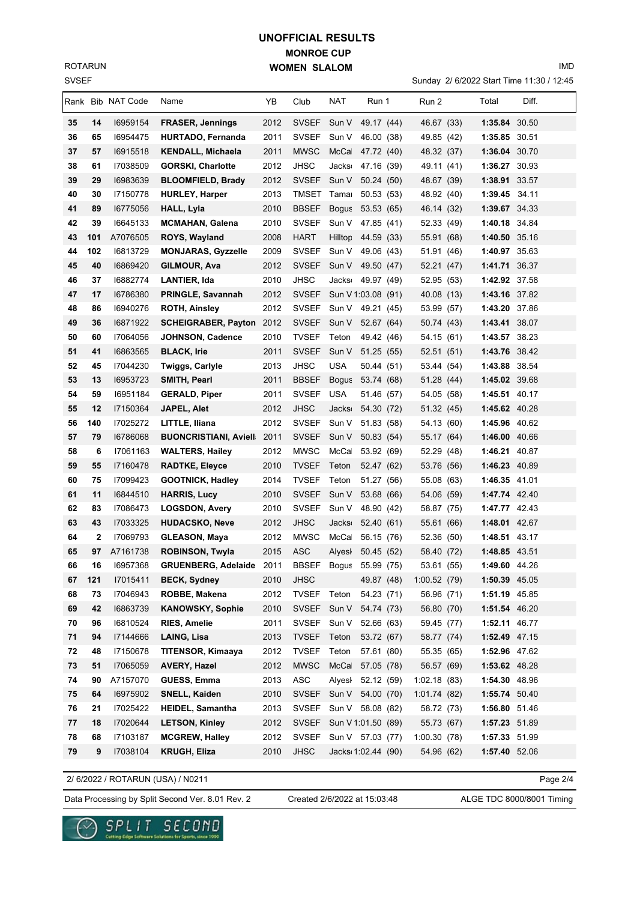# UNOFFICIAL RESULTS
## MONROE CUP
## WOMEN SLALOM

ROTARUN
SVSEF

IMD

Sunday 2/ 6/2022 Start Time 11:30 / 12:45

| Rank | Bib | NAT Code | Name | YB | Club | NAT | Run 1 | Run 2 | Total | Diff. |
|---|---|---|---|---|---|---|---|---|---|---|
| 35 | 14 | I6959154 | **FRASER, Jennings** | 2012 | SVSEF | Sun V | 49.17 (44) | 46.67 (33) | **1:35.84** | 30.50 |
| 36 | 65 | I6954475 | **HURTADO, Fernanda** | 2011 | SVSEF | Sun V | 46.00 (38) | 49.85 (42) | **1:35.85** | 30.51 |
| 37 | 57 | I6915518 | **KENDALL, Michaela** | 2011 | MWSC | McCal | 47.72 (40) | 48.32 (37) | **1:36.04** | 30.70 |
| 38 | 61 | I7038509 | **GORSKI, Charlotte** | 2012 | JHSC | Jackso | 47.16 (39) | 49.11 (41) | **1:36.27** | 30.93 |
| 39 | 29 | I6983639 | **BLOOMFIELD, Brady** | 2012 | SVSEF | Sun V | 50.24 (50) | 48.67 (39) | **1:38.91** | 33.57 |
| 40 | 30 | I7150778 | **HURLEY, Harper** | 2013 | TMSET | Tamar | 50.53 (53) | 48.92 (40) | **1:39.45** | 34.11 |
| 41 | 89 | I6775056 | **HALL, Lyla** | 2010 | BBSEF | Bogus | 53.53 (65) | 46.14 (32) | **1:39.67** | 34.33 |
| 42 | 39 | I6645133 | **MCMAHAN, Galena** | 2010 | SVSEF | Sun V | 47.85 (41) | 52.33 (49) | **1:40.18** | 34.84 |
| 43 | 101 | A7076505 | **ROYS, Wayland** | 2008 | HART | Hilltop | 44.59 (33) | 55.91 (68) | **1:40.50** | 35.16 |
| 44 | 102 | I6813729 | **MONJARAS, Gyzzelle** | 2009 | SVSEF | Sun V | 49.06 (43) | 51.91 (46) | **1:40.97** | 35.63 |
| 45 | 40 | I6869420 | **GILMOUR, Ava** | 2012 | SVSEF | Sun V | 49.50 (47) | 52.21 (47) | **1:41.71** | 36.37 |
| 46 | 37 | I6882774 | **LANTIER, Ida** | 2010 | JHSC | Jackso | 49.97 (49) | 52.95 (53) | **1:42.92** | 37.58 |
| 47 | 17 | I6786380 | **PRINGLE, Savannah** | 2012 | SVSEF | Sun V | 1:03.08 (91) | 40.08 (13) | **1:43.16** | 37.82 |
| 48 | 86 | I6940276 | **ROTH, Ainsley** | 2012 | SVSEF | Sun V | 49.21 (45) | 53.99 (57) | **1:43.20** | 37.86 |
| 49 | 36 | I6871922 | **SCHEIGRABER, Payton** | 2012 | SVSEF | Sun V | 52.67 (64) | 50.74 (43) | **1:43.41** | 38.07 |
| 50 | 60 | I7064056 | **JOHNSON, Cadence** | 2010 | TVSEF | Teton | 49.42 (46) | 54.15 (61) | **1:43.57** | 38.23 |
| 51 | 41 | I6863565 | **BLACK, Irie** | 2011 | SVSEF | Sun V | 51.25 (55) | 52.51 (51) | **1:43.76** | 38.42 |
| 52 | 45 | I7044230 | **Twiggs, Carlyle** | 2013 | JHSC | USA | 50.44 (51) | 53.44 (54) | **1:43.88** | 38.54 |
| 53 | 13 | I6953723 | **SMITH, Pearl** | 2011 | BBSEF | Bogus | 53.74 (68) | 51.28 (44) | **1:45.02** | 39.68 |
| 54 | 59 | I6951184 | **GERALD, Piper** | 2011 | SVSEF | USA | 51.46 (57) | 54.05 (58) | **1:45.51** | 40.17 |
| 55 | 12 | I7150364 | **JAPEL, Alet** | 2012 | JHSC | Jackso | 54.30 (72) | 51.32 (45) | **1:45.62** | 40.28 |
| 56 | 140 | I7025272 | **LITTLE, Iliana** | 2012 | SVSEF | Sun V | 51.83 (58) | 54.13 (60) | **1:45.96** | 40.62 |
| 57 | 79 | I6786068 | **BUONCRISTIANI, Aviell** | 2011 | SVSEF | Sun V | 50.83 (54) | 55.17 (64) | **1:46.00** | 40.66 |
| 58 | 6 | I7061163 | **WALTERS, Hailey** | 2012 | MWSC | McCal | 53.92 (69) | 52.29 (48) | **1:46.21** | 40.87 |
| 59 | 55 | I7160478 | **RADTKE, Eleyce** | 2010 | TVSEF | Teton | 52.47 (62) | 53.76 (56) | **1:46.23** | 40.89 |
| 60 | 75 | I7099423 | **GOOTNICK, Hadley** | 2014 | TVSEF | Teton | 51.27 (56) | 55.08 (63) | **1:46.35** | 41.01 |
| 61 | 11 | I6844510 | **HARRIS, Lucy** | 2010 | SVSEF | Sun V | 53.68 (66) | 54.06 (59) | **1:47.74** | 42.40 |
| 62 | 83 | I7086473 | **LOGSDON, Avery** | 2010 | SVSEF | Sun V | 48.90 (42) | 58.87 (75) | **1:47.77** | 42.43 |
| 63 | 43 | I7033325 | **HUDACSKO, Neve** | 2012 | JHSC | Jackso | 52.40 (61) | 55.61 (66) | **1:48.01** | 42.67 |
| 64 | 2 | I7069793 | **GLEASON, Maya** | 2012 | MWSC | McCal | 56.15 (76) | 52.36 (50) | **1:48.51** | 43.17 |
| 65 | 97 | A7161738 | **ROBINSON, Twyla** | 2015 | ASC | Alyesk | 50.45 (52) | 58.40 (72) | **1:48.85** | 43.51 |
| 66 | 16 | I6957368 | **GRUENBERG, Adelaide** | 2011 | BBSEF | Bogus | 55.99 (75) | 53.61 (55) | **1:49.60** | 44.26 |
| 67 | 121 | I7015411 | **BECK, Sydney** | 2010 | JHSC | | 49.87 (48) | 1:00.52 (79) | **1:50.39** | 45.05 |
| 68 | 73 | I7046943 | **ROBBE, Makena** | 2012 | TVSEF | Teton | 54.23 (71) | 56.96 (71) | **1:51.19** | 45.85 |
| 69 | 42 | I6863739 | **KANOWSKY, Sophie** | 2010 | SVSEF | Sun V | 54.74 (73) | 56.80 (70) | **1:51.54** | 46.20 |
| 70 | 96 | I6810524 | **RIES, Amelie** | 2011 | SVSEF | Sun V | 52.66 (63) | 59.45 (77) | **1:52.11** | 46.77 |
| 71 | 94 | I7144666 | **LAING, Lisa** | 2013 | TVSEF | Teton | 53.72 (67) | 58.77 (74) | **1:52.49** | 47.15 |
| 72 | 48 | I7150678 | **TITENSOR, Kimaaya** | 2012 | TVSEF | Teton | 57.61 (80) | 55.35 (65) | **1:52.96** | 47.62 |
| 73 | 51 | I7065059 | **AVERY, Hazel** | 2012 | MWSC | McCal | 57.05 (78) | 56.57 (69) | **1:53.62** | 48.28 |
| 74 | 90 | A7157070 | **GUESS, Emma** | 2013 | ASC | Alyesk | 52.12 (59) | 1:02.18 (83) | **1:54.30** | 48.96 |
| 75 | 64 | I6975902 | **SNELL, Kaiden** | 2010 | SVSEF | Sun V | 54.00 (70) | 1:01.74 (82) | **1:55.74** | 50.40 |
| 76 | 21 | I7025422 | **HEIDEL, Samantha** | 2013 | SVSEF | Sun V | 58.08 (82) | 58.72 (73) | **1:56.80** | 51.46 |
| 77 | 18 | I7020644 | **LETSON, Kinley** | 2012 | SVSEF | Sun V | 1:01.50 (89) | 55.73 (67) | **1:57.23** | 51.89 |
| 78 | 68 | I7103187 | **MCGREW, Halley** | 2012 | SVSEF | Sun V | 57.03 (77) | 1:00.30 (78) | **1:57.33** | 51.99 |
| 79 | 9 | I7038104 | **KRUGH, Eliza** | 2010 | JHSC | Jackso | 1:02.44 (90) | 54.96 (62) | **1:57.40** | 52.06 |

2/ 6/2022 / ROTARUN (USA) / N0211

Data Processing by Split Second Ver. 8.01 Rev. 2 Created 2/6/2022 at 15:03:48 ALGE TDC 8000/8001 Timing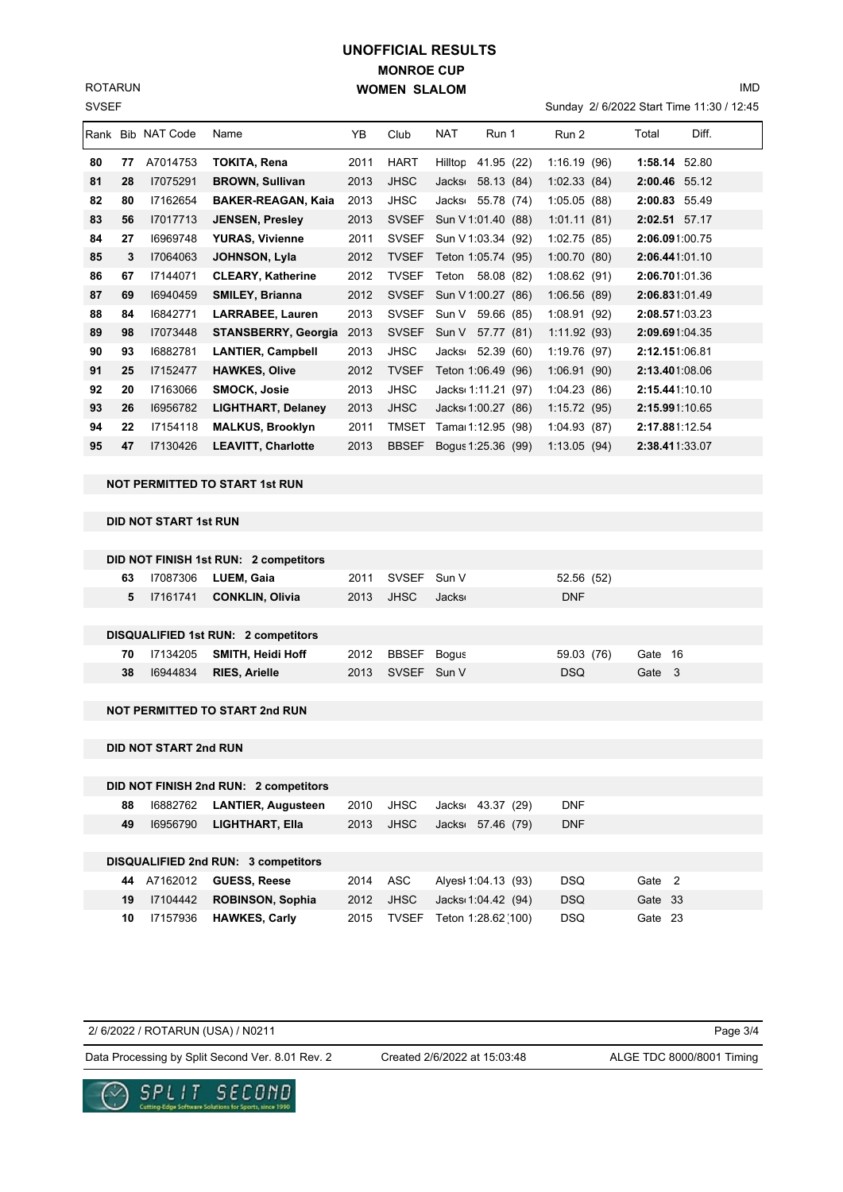# UNOFFICIAL RESULTS
## MONROE CUP
## WOMEN SLALOM

ROTARUN
SVSEF

IMD

Sunday 2/ 6/2022 Start Time 11:30 / 12:45

| Rank | Bib | NAT Code | Name | YB | Club | NAT | Run 1 | Run 2 | Total | Diff. |
|---|---|---|---|---|---|---|---|---|---|---|
| 80 | 77 | A7014753 | TOKITA, Rena | 2011 | HART | Hilltop | 41.95 (22) | 1:16.19 (96) | 1:58.14 | 52.80 |
| 81 | 28 | I7075291 | BROWN, Sullivan | 2013 | JHSC | Jacks | 58.13 (84) | 1:02.33 (84) | 2:00.46 | 55.12 |
| 82 | 80 | I7162654 | BAKER-REAGAN, Kaia | 2013 | JHSC | Jacks | 55.78 (74) | 1:05.05 (88) | 2:00.83 | 55.49 |
| 83 | 56 | I7017713 | JENSEN, Presley | 2013 | SVSEF | Sun V | 1:01.40 (88) | 1:01.11 (81) | 2:02.51 | 57.17 |
| 84 | 27 | I6969748 | YURAS, Vivienne | 2011 | SVSEF | Sun V | 1:03.34 (92) | 1:02.75 (85) | 2:06.09 | 1:00.75 |
| 85 | 3 | I7064063 | JOHNSON, Lyla | 2012 | TVSEF | Teton | 1:05.74 (95) | 1:00.70 (80) | 2:06.44 | 1:01.10 |
| 86 | 67 | I7144071 | CLEARY, Katherine | 2012 | TVSEF | Teton | 58.08 (82) | 1:08.62 (91) | 2:06.70 | 1:01.36 |
| 87 | 69 | I6940459 | SMILEY, Brianna | 2012 | SVSEF | Sun V | 1:00.27 (86) | 1:06.56 (89) | 2:06.83 | 1:01.49 |
| 88 | 84 | I6842771 | LARRABEE, Lauren | 2013 | SVSEF | Sun V | 59.66 (85) | 1:08.91 (92) | 2:08.57 | 1:03.23 |
| 89 | 98 | I7073448 | STANSBERRY, Georgia | 2013 | SVSEF | Sun V | 57.77 (81) | 1:11.92 (93) | 2:09.69 | 1:04.35 |
| 90 | 93 | I6882781 | LANTIER, Campbell | 2013 | JHSC | Jacks | 52.39 (60) | 1:19.76 (97) | 2:12.15 | 1:06.81 |
| 91 | 25 | I7152477 | HAWKES, Olive | 2012 | TVSEF | Teton | 1:06.49 (96) | 1:06.91 (90) | 2:13.40 | 1:08.06 |
| 92 | 20 | I7163066 | SMOCK, Josie | 2013 | JHSC | Jacks | 1:11.21 (97) | 1:04.23 (86) | 2:15.44 | 1:10.10 |
| 93 | 26 | I6956782 | LIGHTHART, Delaney | 2013 | JHSC | Jacks | 1:00.27 (86) | 1:15.72 (95) | 2:15.99 | 1:10.65 |
| 94 | 22 | I7154118 | MALKUS, Brooklyn | 2011 | TMSET | Tamar | 1:12.95 (98) | 1:04.93 (87) | 2:17.88 | 1:12.54 |
| 95 | 47 | I7130426 | LEAVITT, Charlotte | 2013 | BBSEF | Bogus | 1:25.36 (99) | 1:13.05 (94) | 2:38.41 | 1:33.07 |

**NOT PERMITTED TO START 1st RUN**

**DID NOT START 1st RUN**

**DID NOT FINISH 1st RUN: 2 competitors**

| Bib | NAT Code | Name | YB | Club | NAT | Run 1 | Run 2 | |
|---|---|---|---|---|---|---|---|---|
| 63 | I7087306 | LUEM, Gaia | 2011 | SVSEF | Sun V | | 52.56 (52) | |
| 5 | I7161741 | CONKLIN, Olivia | 2013 | JHSC | Jacks | | DNF | |

**DISQUALIFIED 1st RUN: 2 competitors**

| Bib | NAT Code | Name | YB | Club | NAT | Run 1 | Run 2 | |
|---|---|---|---|---|---|---|---|---|
| 70 | I7134205 | SMITH, Heidi Hoff | 2012 | BBSEF | Bogus | | 59.03 (76) | Gate 16 |
| 38 | I6944834 | RIES, Arielle | 2013 | SVSEF | Sun V | | DSQ | Gate 3 |

**NOT PERMITTED TO START 2nd RUN**

**DID NOT START 2nd RUN**

**DID NOT FINISH 2nd RUN: 2 competitors**

| Bib | NAT Code | Name | YB | Club | NAT | Run 1 | Run 2 | |
|---|---|---|---|---|---|---|---|---|
| 88 | I6882762 | LANTIER, Augusteen | 2010 | JHSC | Jacks | 43.37 (29) | DNF | |
| 49 | I6956790 | LIGHTHART, Ella | 2013 | JHSC | Jacks | 57.46 (79) | DNF | |

**DISQUALIFIED 2nd RUN: 3 competitors**

| Bib | NAT Code | Name | YB | Club | NAT | Run 1 | Run 2 | |
|---|---|---|---|---|---|---|---|---|
| 44 | A7162012 | GUESS, Reese | 2014 | ASC | Alyesl | 1:04.13 (93) | DSQ | Gate 2 |
| 19 | I7104442 | ROBINSON, Sophia | 2012 | JHSC | Jacks | 1:04.42 (94) | DSQ | Gate 33 |
| 10 | I7157936 | HAWKES, Carly | 2015 | TVSEF | Teton | 1:28.62 (100) | DSQ | Gate 23 |

2/ 6/2022 / ROTARUN (USA) / N0211

Data Processing by Split Second Ver. 8.01 Rev. 2 — Created 2/6/2022 at 15:03:48 — ALGE TDC 8000/8001 Timing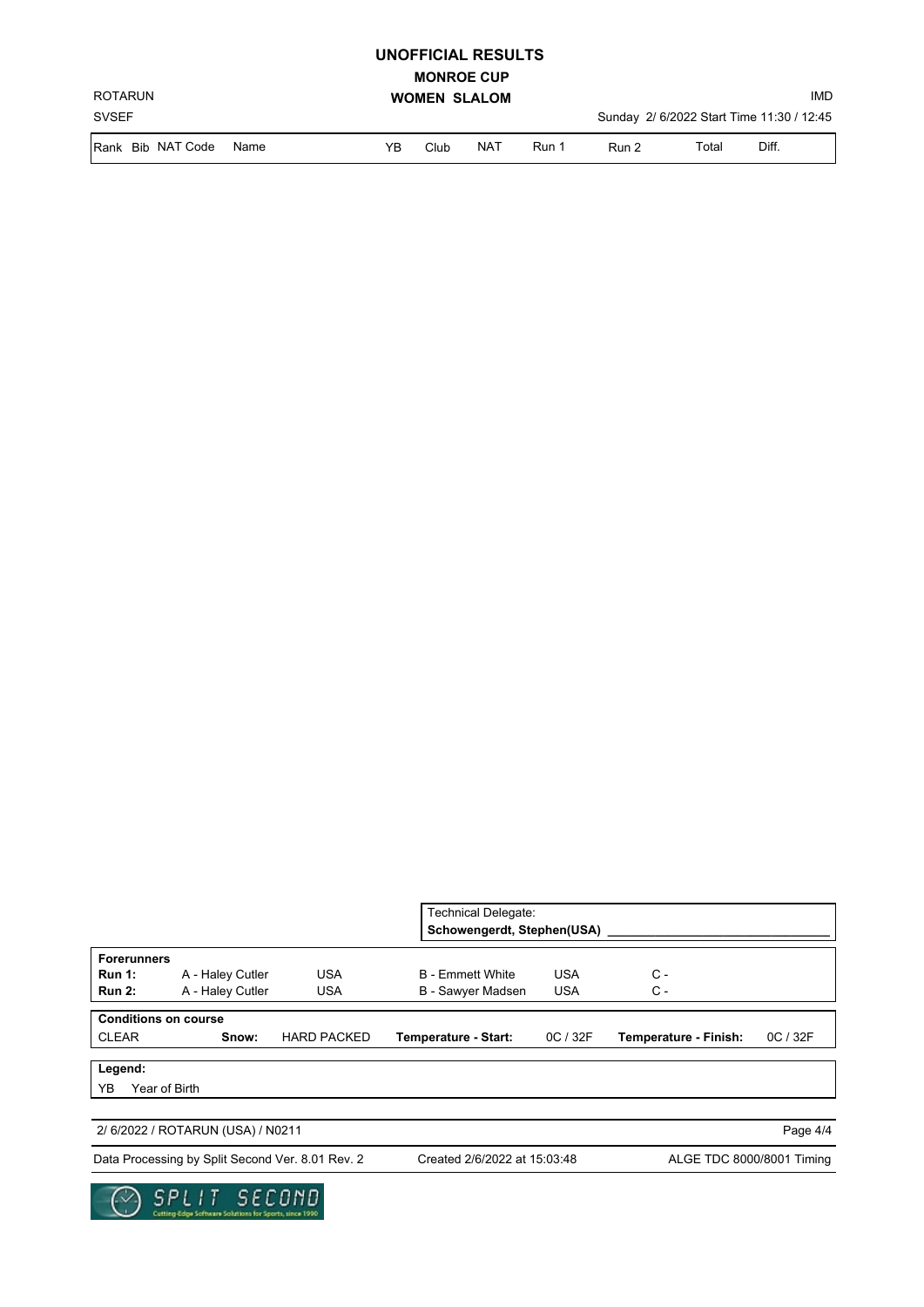# UNOFFICIAL RESULTS

## MONROE CUP

### WOMEN SLALOM

ROTARUN

SVSEF

IMD

Sunday 2/ 6/2022 Start Time 11:30 / 12:45

| Rank | Bib | NAT Code | Name | YB | Club | NAT | Run 1 | Run 2 | Total | Diff. |
|---|---|---|---|---|---|---|---|---|---|---|

Technical Delegate:
**Schowengerdt, Stephen(USA)** ______________________________

| **Forerunners** | | | | | |
|---|---|---|---|---|---|
| **Run 1:** | A - Haley Cutler | USA | B - Emmett White | USA | C - |
| **Run 2:** | A - Haley Cutler | USA | B - Sawyer Madsen | USA | C - |

| **Conditions on course** | | | | | | |
|---|---|---|---|---|---|---|
| CLEAR | **Snow:** | HARD PACKED | **Temperature - Start:** | 0C / 32F | **Temperature - Finish:** | 0C / 32F |

**Legend:**

YB Year of Birth

2/ 6/2022 / ROTARUN (USA) / N0211

Data Processing by Split Second Ver. 8.01 Rev. 2 | Created 2/6/2022 at 15:03:48 | ALGE TDC 8000/8001 Timing